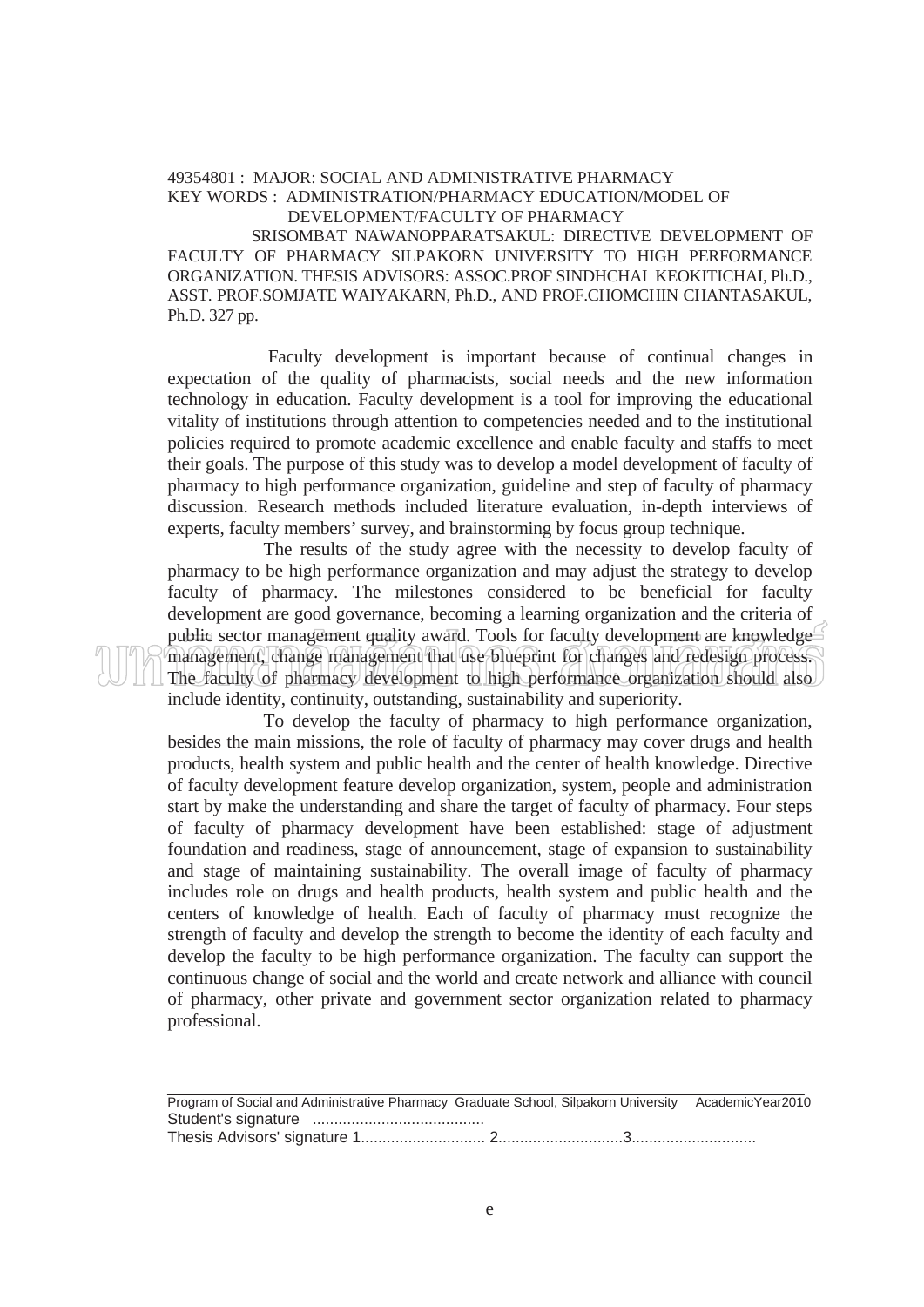49354801 : MAJOR: SOCIAL AND ADMINISTRATIVE PHARMACY
KEY WORDS : ADMINISTRATION/PHARMACY EDUCATION/MODEL OF DEVELOPMENT/FACULTY OF PHARMACY

SRISOMBAT NAWANOPPARATSAKUL: DIRECTIVE DEVELOPMENT OF FACULTY OF PHARMACY SILPAKORN UNIVERSITY TO HIGH PERFORMANCE ORGANIZATION. THESIS ADVISORS: ASSOC.PROF SINDHCHAI KEOKITICHAI, Ph.D., ASST. PROF.SOMJATE WAIYAKARN, Ph.D., AND PROF.CHOMCHIN CHANTASAKUL, Ph.D. 327 pp.

Faculty development is important because of continual changes in expectation of the quality of pharmacists, social needs and the new information technology in education. Faculty development is a tool for improving the educational vitality of institutions through attention to competencies needed and to the institutional policies required to promote academic excellence and enable faculty and staffs to meet their goals. The purpose of this study was to develop a model development of faculty of pharmacy to high performance organization, guideline and step of faculty of pharmacy discussion. Research methods included literature evaluation, in-depth interviews of experts, faculty members' survey, and brainstorming by focus group technique.

The results of the study agree with the necessity to develop faculty of pharmacy to be high performance organization and may adjust the strategy to develop faculty of pharmacy. The milestones considered to be beneficial for faculty development are good governance, becoming a learning organization and the criteria of public sector management quality award. Tools for faculty development are knowledge management, change management that use blueprint for changes and redesign process. The faculty of pharmacy development to high performance organization should also include identity, continuity, outstanding, sustainability and superiority.

To develop the faculty of pharmacy to high performance organization, besides the main missions, the role of faculty of pharmacy may cover drugs and health products, health system and public health and the center of health knowledge. Directive of faculty development feature develop organization, system, people and administration start by make the understanding and share the target of faculty of pharmacy. Four steps of faculty of pharmacy development have been established: stage of adjustment foundation and readiness, stage of announcement, stage of expansion to sustainability and stage of maintaining sustainability. The overall image of faculty of pharmacy includes role on drugs and health products, health system and public health and the centers of knowledge of health. Each of faculty of pharmacy must recognize the strength of faculty and develop the strength to become the identity of each faculty and develop the faculty to be high performance organization. The faculty can support the continuous change of social and the world and create network and alliance with council of pharmacy, other private and government sector organization related to pharmacy professional.

---

Program of Social and Administrative Pharmacy Graduate School, Silpakorn University AcademicYear2010
Student's signature ........................................
Thesis Advisors' signature 1............................ 2............................3............................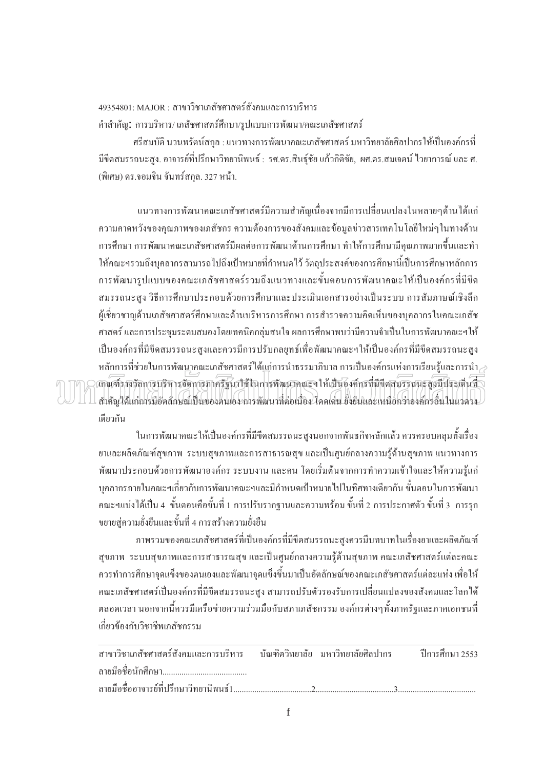49354801: MAJOR : สาขาวิชาเภสัชศาสตร์สังคมและการบริหาร

คำสำคัญ: การบริหาร/ เภสัชศาสตร์ศึกษา/รูปแบบการพัฒนา/คณะเภสัชศาสตร์

ศรีสมบัติ นวนพรัตน์สกุล : แนวทางการพัฒนาคณะเภสัชศาสตร์ มหาวิทยาลัยศิลปากรให้เป็นองค์กรที่มีขีดสมรรถนะสูง. อาจารย์ที่ปรึกษาวิทยานิพนธ์ : รศ.ดร.สินธุ์ชัย แก้วกิติชัย, ผศ.ดร.สมเจตน์ ไวยาการณ์ และ ศ.(พิเศษ) ดร.จอมจิน จันทร์สกุล. 327 หน้า.

แนวทางการพัฒนาคณะเภสัชศาสตร์มีความสำคัญเนื่องจากมีการเปลี่ยนแปลงในหลายๆด้านได้แก่ ความคาดหวังของคุณภาพของเภสัชกร ความต้องการของสังคมและข้อมูลข่าวสารเทคโนโลยีใหม่ๆในทางด้านการศึกษา การพัฒนาคณะเภสัชศาสตร์มีผลต่อการพัฒนาด้านการศึกษา ทำให้การศึกษามีคุณภาพมากขึ้นและทำให้คณะฯรวมถึงบุคลากรสามารถไปถึงเป้าหมายที่กำหนดไว้ วัตถุประสงค์ของการศึกษานี้เป็นการศึกษาหลักการการพัฒนารูปแบบของคณะเภสัชศาสตร์รวมถึงแนวทางและขั้นตอนการพัฒนาคณะให้เป็นองค์กรที่มีขีดสมรรถนะสูง วิธีการศึกษาประกอบด้วยการศึกษาและประเมินเอกสารอย่างเป็นระบบ การสัมภาษณ์เชิงลึกผู้เชี่ยวชาญด้านเภสัชศาสตร์ศึกษาและด้านบริหารการศึกษา การสำรวจความคิดเห็นของบุคลากรในคณะเภสัชศาสตร์ และการประชุมระดมสมองโดยเทคนิคกลุ่มสนใจ ผลการศึกษาพบว่ามีความจำเป็นในการพัฒนาคณะฯให้เป็นองค์กรที่มีขีดสมรรถนะสูงและควรมีการปรับกลยุทธ์เพื่อพัฒนาคณะฯให้เป็นองค์กรที่มีขีดสมรรถนะสูง หลักการที่ช่วยในการพัฒนาคณะเภสัชศาสตร์ได้แก่การนำธรรมาภิบาล การเป็นองค์กรแห่งการเรียนรู้และการนำเกณฑ์รางวัลการบริหารจัดการภาครัฐมาใช้ในการพัฒนาคณะฯให้เป็นองค์กรที่มีขีดสมรรถนะสูงมีประเด็นที่สำคัญได้แก่การมีอัตลักษณ์เป็นของตนเอง การพัฒนาที่ต่อเนื่อง โดดเด่น ยั่งยืนและเหนือกว่าองค์กรอื่นในแวดวงเดียวกัน

ในการพัฒนาคณะให้เป็นองค์กรที่มีขีดสมรรถนะสูงนอกจากพันธกิจหลักแล้ว ควรครอบคลุมทั้งเรื่องยาและผลิตภัณฑ์สุขภาพ ระบบสุขภาพและการสาธารณสุข และเป็นศูนย์กลางความรู้ด้านสุขภาพ แนวทางการพัฒนาประกอบด้วยการพัฒนาองค์กร ระบบงาน และคน โดยเริ่มต้นจากการทำความเข้าใจและให้ความรู้แก่บุคลากรภายในคณะฯเกี่ยวกับการพัฒนาคณะฯและมีกำหนดเป้าหมายไปในทิศทางเดียวกัน ขั้นตอนในการพัฒนาคณะฯแบ่งได้เป็น 4 ขั้นตอนคือขั้นที่ 1 การปรับรากฐานและความพร้อม ขั้นที่ 2 การประกาศตัว ขั้นที่ 3 การรุกขยายสู่ความยั่งยืนและขั้นที่ 4 การสร้างความยั่งยืน

ภาพรวมของคณะเภสัชศาสตร์ที่เป็นองค์กรที่มีขีดสมรรถนะสูงควรมีบทบาทในเรื่องยาและผลิตภัณฑ์สุขภาพ ระบบสุขภาพและการสาธารณสุข และเป็นศูนย์กลางความรู้ด้านสุขภาพ คณะเภสัชศาสตร์แต่ละคณะควรทำการศึกษาจุดแข็งของตนเองและพัฒนาจุดแข็งขึ้นมาเป็นอัตลักษณ์ของคณะเภสัชศาสตร์แต่ละแห่ง เพื่อให้คณะเภสัชศาสตร์เป็นองค์กรที่มีขีดสมรรถนะสูง สามารถปรับตัวรองรับการเปลี่ยนแปลงของสังคมและโลกได้ตลอดเวลา นอกจากนี้ควรมีเครือข่ายความร่วมมือกับสภาเภสัชกรรม องค์กรต่างๆทั้งภาครัฐและภาคเอกชนที่เกี่ยวข้องกับวิชาชีพเภสัชกรรม

---

สาขาวิชาเภสัชศาสตร์สังคมและการบริหาร บัณฑิตวิทยาลัย มหาวิทยาลัยศิลปากร ปีการศึกษา 2553

ลายมือชื่อนักศึกษา........................................

ลายมือชื่ออาจารย์ที่ปรึกษาวิทยานิพนธ์1......................................2......................................3......................................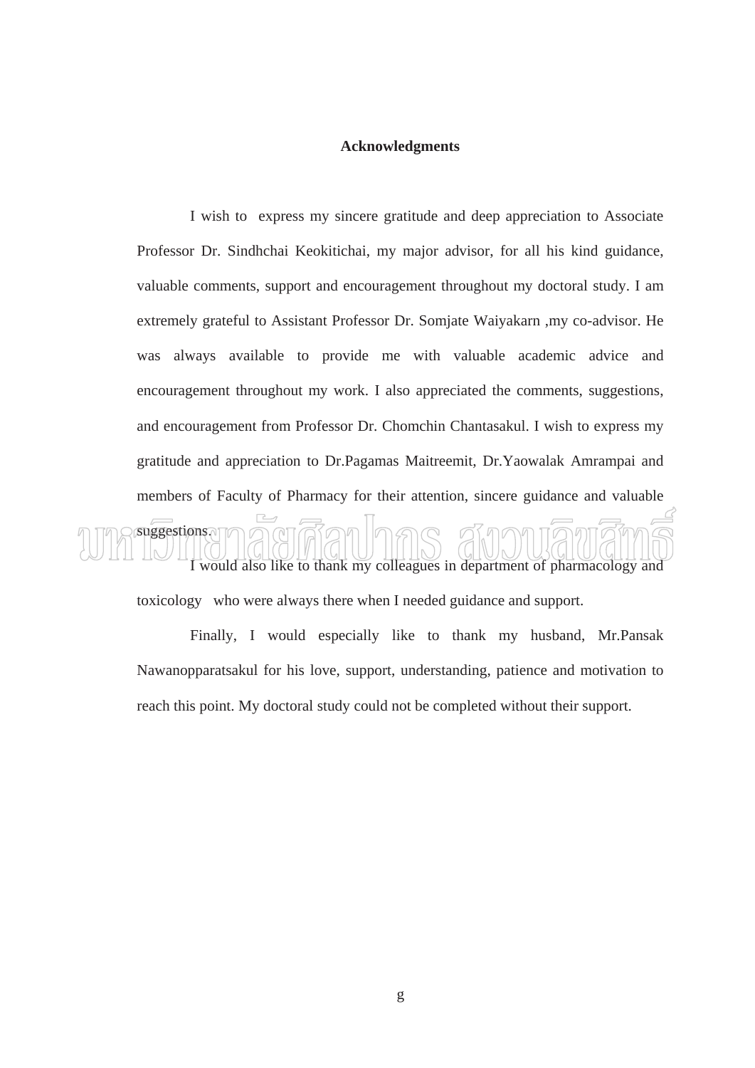# Acknowledgments

I wish to  express my sincere gratitude and deep appreciation to Associate Professor Dr. Sindhchai Keokitichai, my major advisor, for all his kind guidance, valuable comments, support and encouragement throughout my doctoral study. I am extremely grateful to Assistant Professor Dr. Somjate Waiyakarn ,my co-advisor. He was always available to provide me with valuable academic advice and encouragement throughout my work. I also appreciated the comments, suggestions, and encouragement from Professor Dr. Chomchin Chantasakul. I wish to express my gratitude and appreciation to Dr.Pagamas Maitreemit, Dr.Yaowalak Amrampai and members of Faculty of Pharmacy for their attention, sincere guidance and valuable suggestions.

I would also like to thank my colleagues in department of pharmacology and toxicology   who were always there when I needed guidance and support.

Finally, I would especially like to thank my husband, Mr.Pansak Nawanopparatsakul for his love, support, understanding, patience and motivation to reach this point. My doctoral study could not be completed without their support.